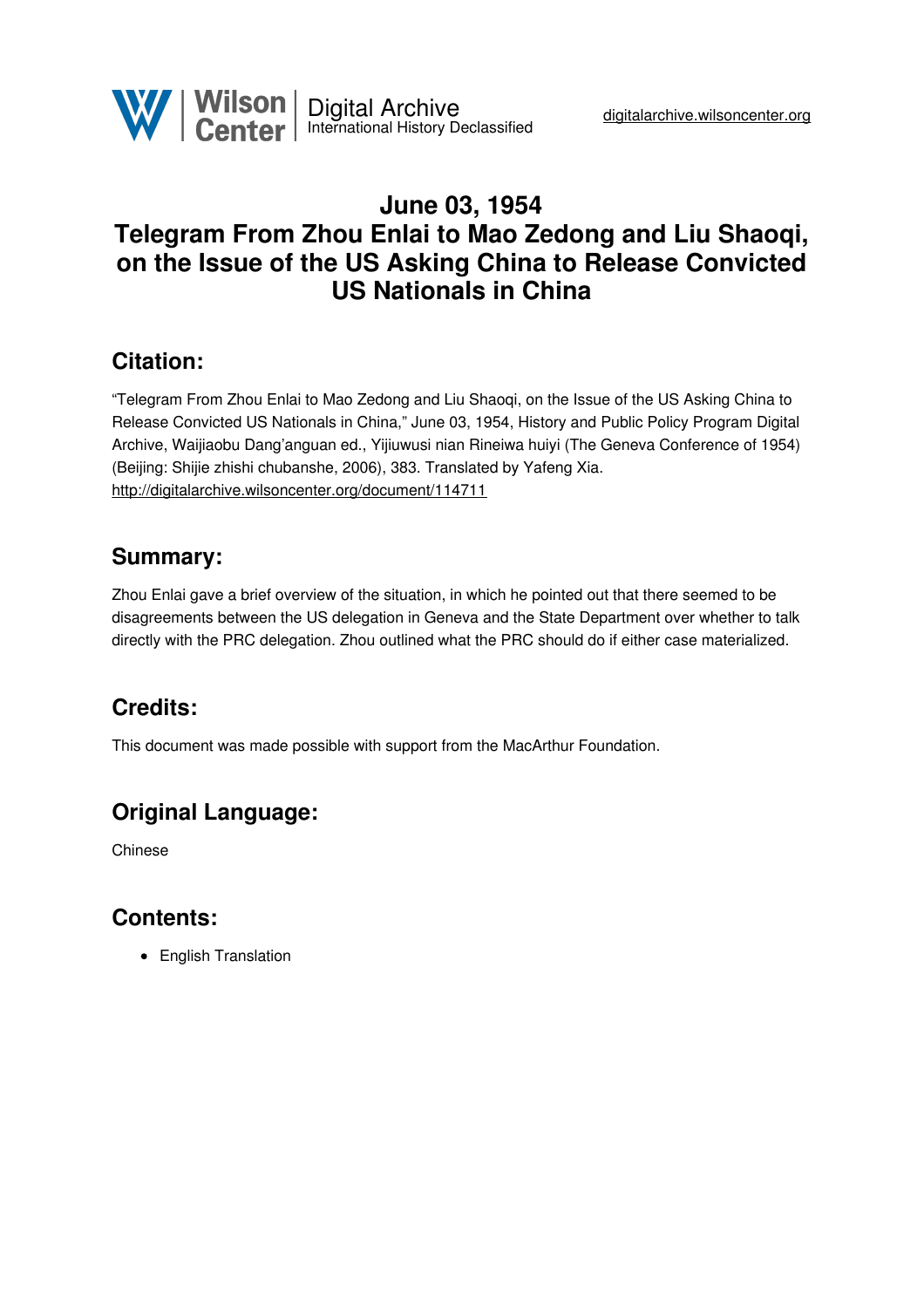# June 03, 1954
# Telegram From Zhou Enlai to Mao Zedong and Liu Shaoqi, on the Issue of the US Asking China to Release Convicted US Nationals in China

## Citation:

"Telegram From Zhou Enlai to Mao Zedong and Liu Shaoqi, on the Issue of the US Asking China to Release Convicted US Nationals in China," June 03, 1954, History and Public Policy Program Digital Archive, Waijiaobu Dang'anguan ed., Yijiuwusi nian Rineiwa huiyi (The Geneva Conference of 1954) (Beijing: Shijie zhishi chubanshe, 2006), 383. Translated by Yafeng Xia.
http://digitalarchive.wilsoncenter.org/document/114711

## Summary:

Zhou Enlai gave a brief overview of the situation, in which he pointed out that there seemed to be disagreements between the US delegation in Geneva and the State Department over whether to talk directly with the PRC delegation. Zhou outlined what the PRC should do if either case materialized.

## Credits:

This document was made possible with support from the MacArthur Foundation.

## Original Language:

Chinese

## Contents:

- English Translation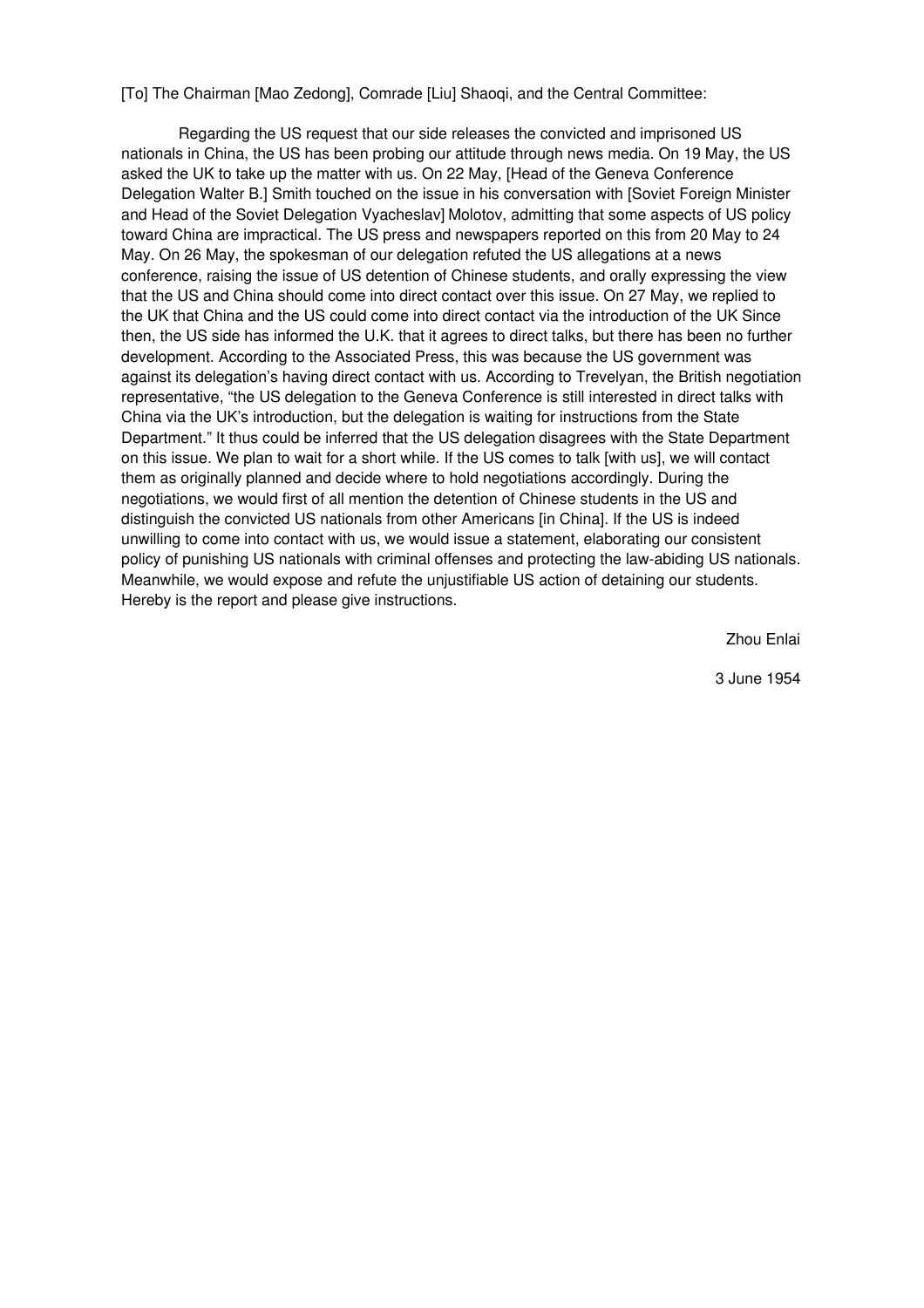[To] The Chairman [Mao Zedong], Comrade [Liu] Shaoqi, and the Central Committee:

Regarding the US request that our side releases the convicted and imprisoned US nationals in China, the US has been probing our attitude through news media. On 19 May, the US asked the UK to take up the matter with us. On 22 May, [Head of the Geneva Conference Delegation Walter B.] Smith touched on the issue in his conversation with [Soviet Foreign Minister and Head of the Soviet Delegation Vyacheslav] Molotov, admitting that some aspects of US policy toward China are impractical. The US press and newspapers reported on this from 20 May to 24 May. On 26 May, the spokesman of our delegation refuted the US allegations at a news conference, raising the issue of US detention of Chinese students, and orally expressing the view that the US and China should come into direct contact over this issue. On 27 May, we replied to the UK that China and the US could come into direct contact via the introduction of the UK Since then, the US side has informed the U.K. that it agrees to direct talks, but there has been no further development. According to the Associated Press, this was because the US government was against its delegation's having direct contact with us. According to Trevelyan, the British negotiation representative, "the US delegation to the Geneva Conference is still interested in direct talks with China via the UK's introduction, but the delegation is waiting for instructions from the State Department." It thus could be inferred that the US delegation disagrees with the State Department on this issue. We plan to wait for a short while. If the US comes to talk [with us], we will contact them as originally planned and decide where to hold negotiations accordingly. During the negotiations, we would first of all mention the detention of Chinese students in the US and distinguish the convicted US nationals from other Americans [in China]. If the US is indeed unwilling to come into contact with us, we would issue a statement, elaborating our consistent policy of punishing US nationals with criminal offenses and protecting the law-abiding US nationals. Meanwhile, we would expose and refute the unjustifiable US action of detaining our students. Hereby is the report and please give instructions.

Zhou Enlai

3 June 1954